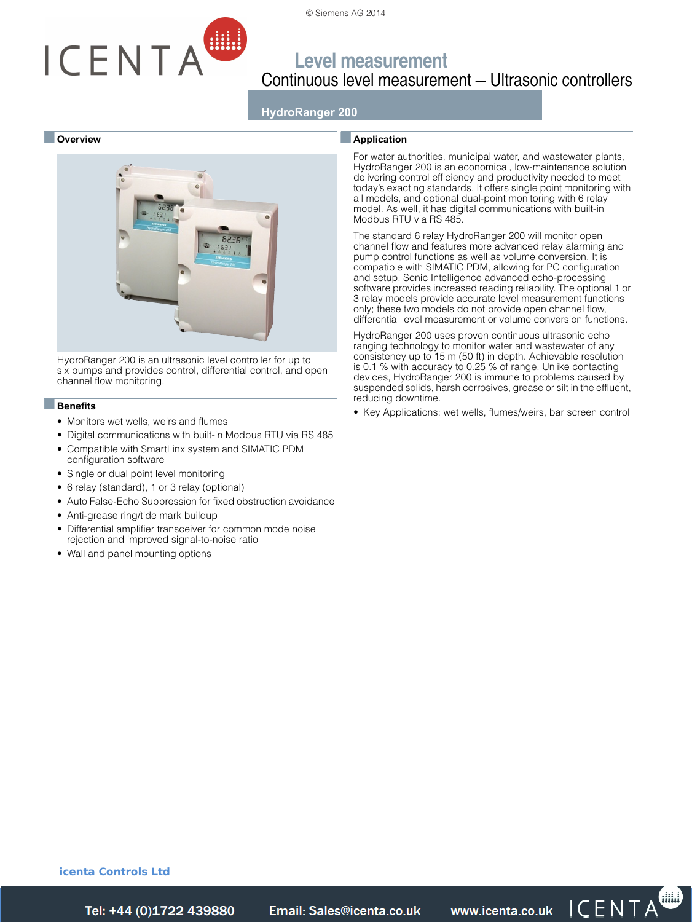© Siemens AG 2014

# Level measurement

## Continuous level measurement – Ultrasonic controllers

### HydroRanger 200

#### Overview

HydroRanger 200 is an ultrasonic level controller for up to six pumps and provides control, differential control, and open channel flow monitoring.

#### Benefits

- Monitors wet wells, weirs and flumes
- Digital communications with built-in Modbus RTU via RS 485
- Compatible with SmartLinx system and SIMATIC PDM configuration software
- Single or dual point level monitoring
- 6 relay (standard), 1 or 3 relay (optional)
- Auto False-Echo Suppression for fixed obstruction avoidance
- Anti-grease ring/tide mark buildup
- Differential amplifier transceiver for common mode noise rejection and improved signal-to-noise ratio
- Wall and panel mounting options

#### Application

For water authorities, municipal water, and wastewater plants, HydroRanger 200 is an economical, low-maintenance solution delivering control efficiency and productivity needed to meet today's exacting standards. It offers single point monitoring with all models, and optional dual-point monitoring with 6 relay model. As well, it has digital communications with built-in Modbus RTU via RS 485.

The standard 6 relay HydroRanger 200 will monitor open channel flow and features more advanced relay alarming and pump control functions as well as volume conversion. It is compatible with SIMATIC PDM, allowing for PC configuration and setup. Sonic Intelligence advanced echo-processing software provides increased reading reliability. The optional 1 or 3 relay models provide accurate level measurement functions only; these two models do not provide open channel flow, differential level measurement or volume conversion functions.

HydroRanger 200 uses proven continuous ultrasonic echo ranging technology to monitor water and wastewater of any consistency up to 15 m (50 ft) in depth. Achievable resolution is 0.1 % with accuracy to 0.25 % of range. Unlike contacting devices, HydroRanger 200 is immune to problems caused by suspended solids, harsh corrosives, grease or silt in the effluent, reducing downtime.

- Key Applications: wet wells, flumes/weirs, bar screen control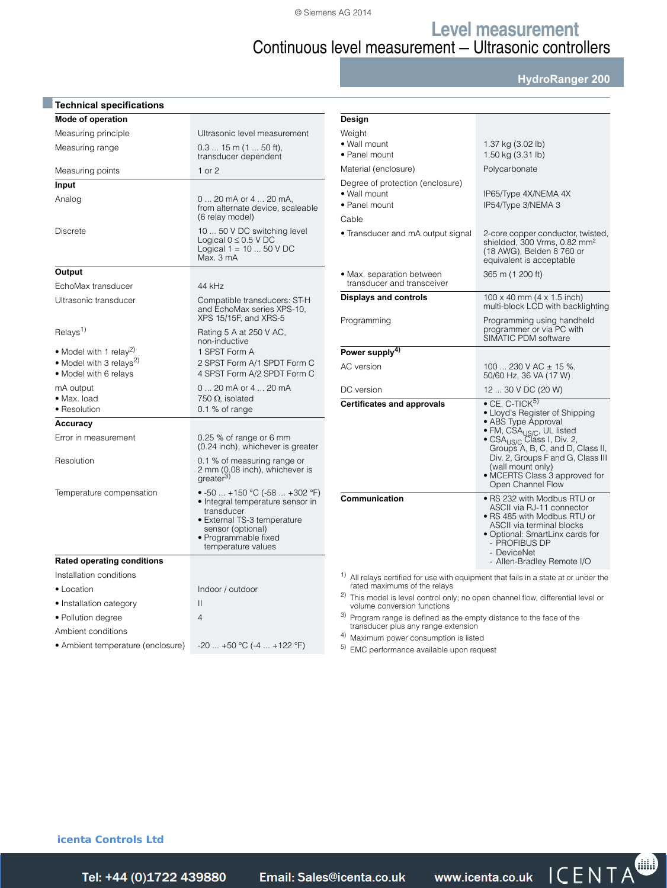# Level measurement

## Continuous level measurement – Ultrasonic controllers

### HydroRanger 200

## Technical specifications

| | |
|---|---|
| **Mode of operation** | |
| Measuring principle | Ultrasonic level measurement |
| Measuring range | 0.3 ... 15 m (1 ... 50 ft), transducer dependent |
| Measuring points | 1 or 2 |
| **Input** | |
| Analog | 0 ... 20 mA or 4 ... 20 mA, from alternate device, scaleable (6 relay model) |
| Discrete | 10 ... 50 V DC switching level<br>Logical 0 ≤ 0.5 V DC<br>Logical 1 = 10 ... 50 V DC<br>Max. 3 mA |
| **Output** | |
| EchoMax transducer | 44 kHz |
| Ultrasonic transducer | Compatible transducers: ST-H and EchoMax series XPS-10, XPS 15/15F, and XRS-5 |
| Relays[1] | Rating 5 A at 250 V AC, non-inductive |
| • Model with 1 relay[2] | 1 SPST Form A |
| • Model with 3 relays[2] | 2 SPST Form A/1 SPDT Form C |
| • Model with 6 relays | 4 SPST Form A/2 SPDT Form C |
| mA output | 0 ... 20 mA or 4 ... 20 mA |
| • Max. load | 750 Ω, isolated |
| • Resolution | 0.1 % of range |
| **Accuracy** | |
| Error in measurement | 0.25 % of range or 6 mm (0.24 inch), whichever is greater |
| Resolution | 0.1 % of measuring range or 2 mm (0.08 inch), whichever is greater[3] |
| Temperature compensation | • -50 ... +150 °C (-58 ... +302 °F)<br>• Integral temperature sensor in transducer<br>• External TS-3 temperature sensor (optional)<br>• Programmable fixed temperature values |
| **Rated operating conditions** | |
| Installation conditions | |
| • Location | Indoor / outdoor |
| • Installation category | II |
| • Pollution degree | 4 |
| Ambient conditions | |
| • Ambient temperature (enclosure) | -20 ... +50 °C (-4 ... +122 °F) |
| **Design** | |
| Weight | |
| • Wall mount | 1.37 kg (3.02 lb) |
| • Panel mount | 1.50 kg (3.31 lb) |
| Material (enclosure) | Polycarbonate |
| Degree of protection (enclosure) | |
| • Wall mount | IP65/Type 4X/NEMA 4X |
| • Panel mount | IP54/Type 3/NEMA 3 |
| Cable | |
| • Transducer and mA output signal | 2-core copper conductor, twisted, shielded, 300 Vrms, 0.82 mm² (18 AWG), Belden 8 760 or equivalent is acceptable |
| • Max. separation between transducer and transceiver | 365 m (1 200 ft) |
| **Displays and controls** | 100 x 40 mm (4 x 1.5 inch) multi-block LCD with backlighting |
| Programming | Programming using handheld programmer or via PC with SIMATIC PDM software |
| **Power supply**[4] | |
| AC version | 100 ... 230 V AC ± 15 %, 50/60 Hz, 36 VA (17 W) |
| DC version | 12 ... 30 V DC (20 W) |
| **Certificates and approvals** | • CE, C-TICK[5]<br>• Lloyd's Register of Shipping<br>• ABS Type Approval<br>• FM, $CSA_{US/C}$, UL listed<br>• $CSA_{US/C}$ Class I, Div. 2, Groups A, B, C, and D, Class II, Div. 2, Groups F and G, Class III (wall mount only)<br>• MCERTS Class 3 approved for Open Channel Flow |
| **Communication** | • RS 232 with Modbus RTU or ASCII via RJ-11 connector<br>• RS 485 with Modbus RTU or ASCII via terminal blocks<br>• Optional: SmartLinx cards for<br>- PROFIBUS DP<br>- DeviceNet<br>- Allen-Bradley Remote I/O |

1) All relays certified for use with equipment that fails in a state at or under the rated maximums of the relays

2) This model is level control only; no open channel flow, differential level or volume conversion functions

3) Program range is defined as the empty distance to the face of the transducer plus any range extension

4) Maximum power consumption is listed

5) EMC performance available upon request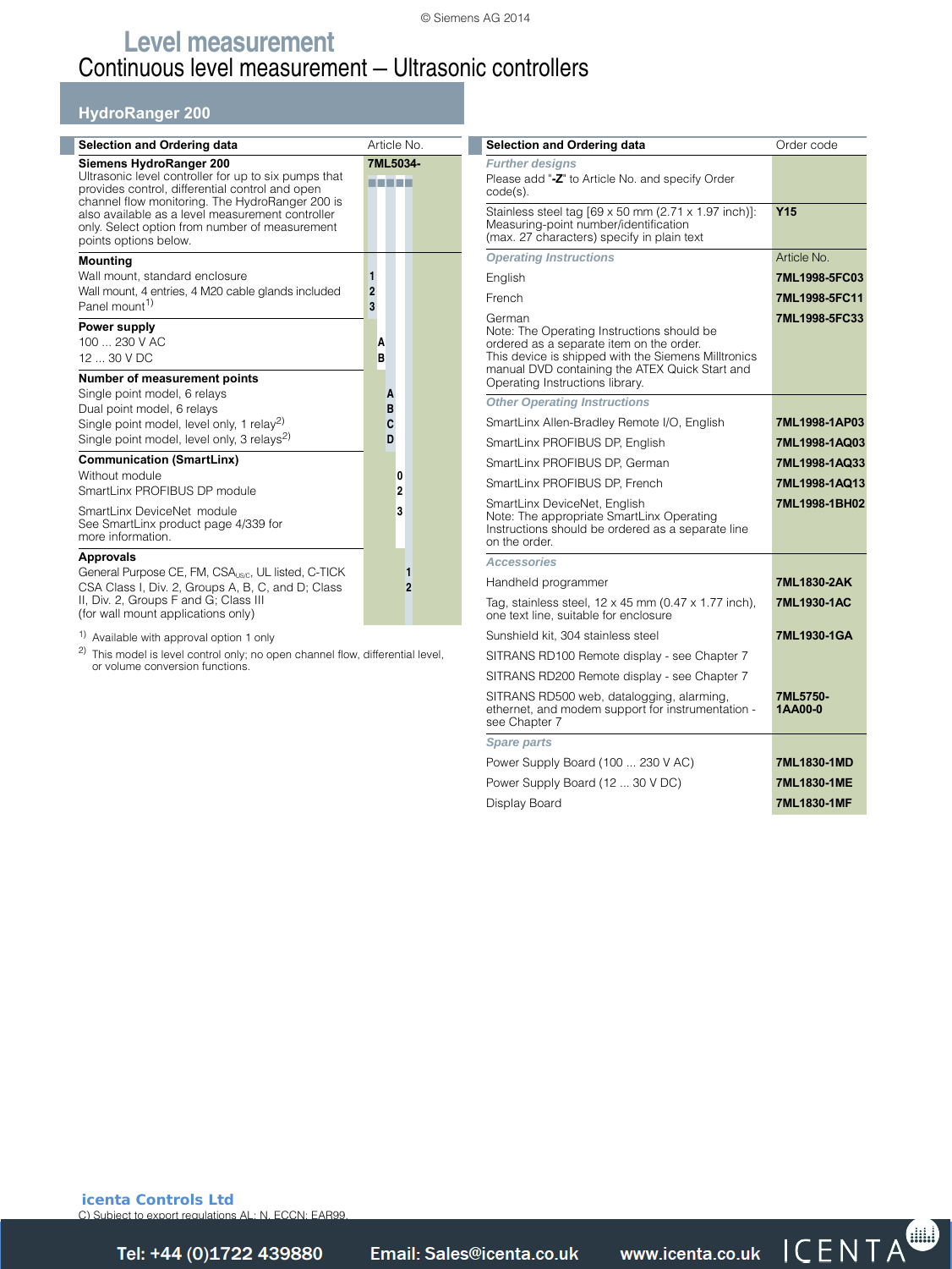# Level measurement

## Continuous level measurement – Ultrasonic controllers

### HydroRanger 200

| Selection and Ordering data | Article No. |
|---|---|
| **Siemens HydroRanger 200**<br>Ultrasonic level controller for up to six pumps that provides control, differential control and open channel flow monitoring. The HydroRanger 200 is also available as a level measurement controller only. Select option from number of measurement points options below. | **7ML5034-** ■■■■■ |
| **Mounting** | |
| Wall mount, standard enclosure | **1** |
| Wall mount, 4 entries, 4 M20 cable glands included | **2** |
| Panel mount[1] | **3** |
| **Power supply** | |
| 100 ... 230 V AC | **A** |
| 12 ... 30 V DC | **B** |
| **Number of measurement points** | |
| Single point model, 6 relays | **A** |
| Dual point model, 6 relays | **B** |
| Single point model, level only, 1 relay[2] | **C** |
| Single point model, level only, 3 relays[2] | **D** |
| **Communication (SmartLinx)** | |
| Without module | **0** |
| SmartLinx PROFIBUS DP module | **2** |
| SmartLinx DeviceNet module<br>See SmartLinx product page 4/339 for more information. | **3** |
| **Approvals** | |
| General Purpose CE, FM, $CSA_{US/C}$, UL listed, C-TICK | **1** |
| CSA Class I, Div. 2, Groups A, B, C, and D; Class II, Div. 2, Groups F and G; Class III (for wall mount applications only) | **2** |

[1] Available with approval option 1 only

[2] This model is level control only; no open channel flow, differential level, or volume conversion functions.

| Selection and Ordering data | Order code |
|---|---|
| ***Further designs*** | |
| Please add "**-Z**" to Article No. and specify Order code(s). | |
| Stainless steel tag [69 x 50 mm (2.71 x 1.97 inch)]: Measuring-point number/identification (max. 27 characters) specify in plain text | **Y15** |
| ***Operating Instructions*** | Article No. |
| English | **7ML1998-5FC03** |
| French | **7ML1998-5FC11** |
| German<br>Note: The Operating Instructions should be ordered as a separate item on the order.<br>This device is shipped with the Siemens Milltronics manual DVD containing the ATEX Quick Start and Operating Instructions library. | **7ML1998-5FC33** |
| ***Other Operating Instructions*** | |
| SmartLinx Allen-Bradley Remote I/O, English | **7ML1998-1AP03** |
| SmartLinx PROFIBUS DP, English | **7ML1998-1AQ03** |
| SmartLinx PROFIBUS DP, German | **7ML1998-1AQ33** |
| SmartLinx PROFIBUS DP, French | **7ML1998-1AQ13** |
| SmartLinx DeviceNet, English<br>Note: The appropriate SmartLinx Operating Instructions should be ordered as a separate line on the order. | **7ML1998-1BH02** |
| ***Accessories*** | |
| Handheld programmer | **7ML1830-2AK** |
| Tag, stainless steel, 12 x 45 mm (0.47 x 1.77 inch), one text line, suitable for enclosure | **7ML1930-1AC** |
| Sunshield kit, 304 stainless steel | **7ML1930-1GA** |
| SITRANS RD100 Remote display - see Chapter 7 | |
| SITRANS RD200 Remote display - see Chapter 7 | |
| SITRANS RD500 web, datalogging, alarming, ethernet, and modem support for instrumentation - see Chapter 7 | **7ML5750-1AA00-0** |
| ***Spare parts*** | |
| Power Supply Board (100 ... 230 V AC) | **7ML1830-1MD** |
| Power Supply Board (12 ... 30 V DC) | **7ML1830-1ME** |
| Display Board | **7ML1830-1MF** |

C) Subject to export regulations AL: N, ECCN: EAR99.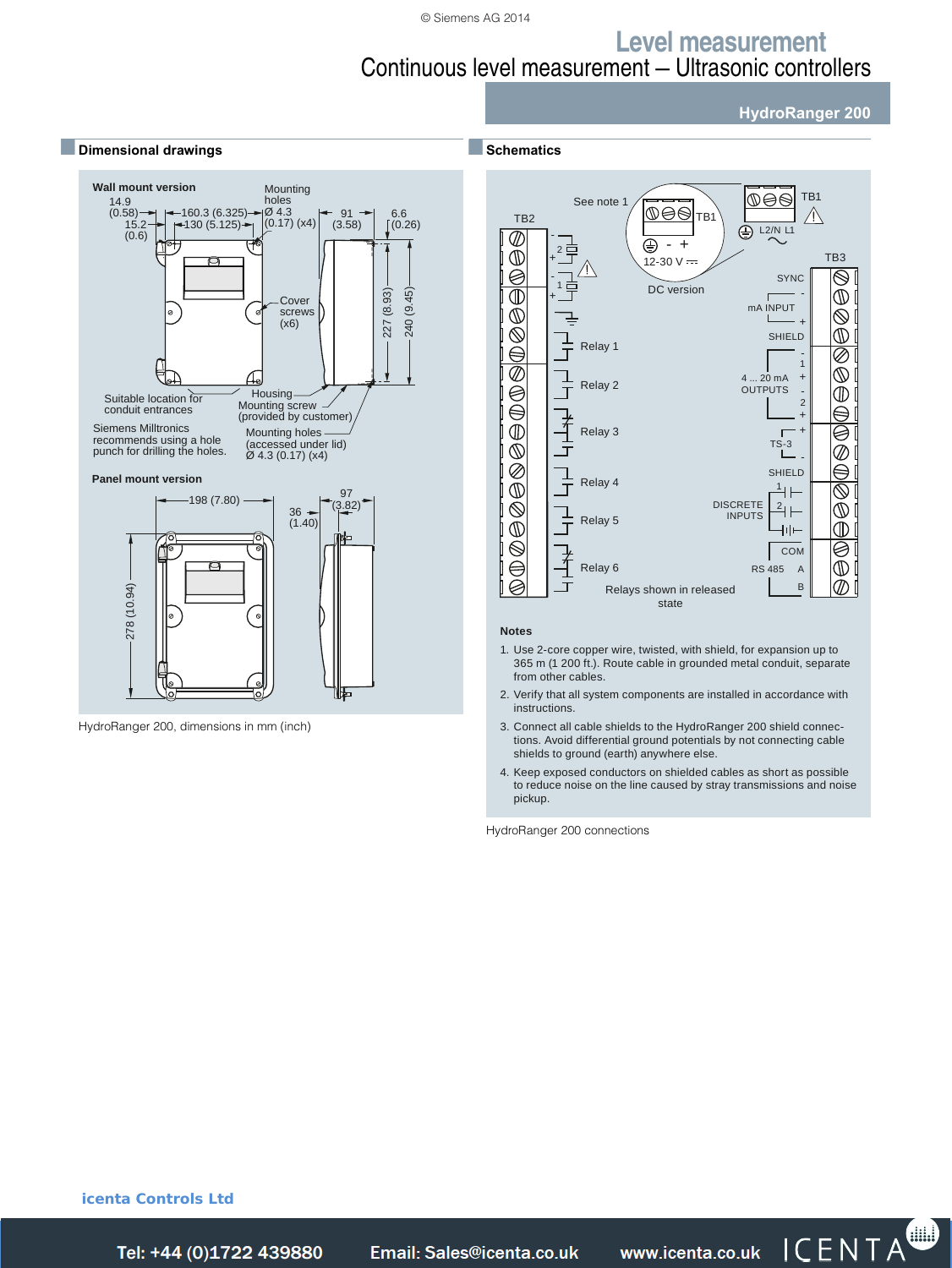© Siemens AG 2014

# Level measurement

## Continuous level measurement – Ultrasonic controllers

### HydroRanger 200

### Dimensional drawings

Wall mount version

14.9 (0.58)
160.3 (6.325)
15.2 (0.6)
130 (5.125)
Mounting holes
Ø 4.3 (0.17) (x4)
91 (3.58)
6.6 (0.26)
Cover screws (x6)
227 (8.93)
240 (9.45)
Suitable location for conduit entrances
Housing
Mounting screw (provided by customer)
Siemens Milltronics recommends using a hole punch for drilling the holes.
Mounting holes (accessed under lid)
Ø 4.3 (0.17) (x4)

Panel mount version

198 (7.80)
36 (1.40)
97 (3.82)
278 (10.94)

HydroRanger 200, dimensions in mm (inch)

### Schematics

See note 1
TB1
TB2
12-30 V ⎓
DC version
TB1
L2/N L1
TB3
SYNC
mA INPUT
SHIELD
4 ... 20 mA OUTPUTS
TS-3
SHIELD
DISCRETE INPUTS
COM
RS 485 A B
Relay 1
Relay 2
Relay 3
Relay 4
Relay 5
Relay 6
Relays shown in released state

**Notes**

1. Use 2-core copper wire, twisted, with shield, for expansion up to 365 m (1 200 ft.). Route cable in grounded metal conduit, separate from other cables.
2. Verify that all system components are installed in accordance with instructions.
3. Connect all cable shields to the HydroRanger 200 shield connections. Avoid differential ground potentials by not connecting cable shields to ground (earth) anywhere else.
4. Keep exposed conductors on shielded cables as short as possible to reduce noise on the line caused by stray transmissions and noise pickup.

HydroRanger 200 connections

icenta Controls Ltd

Tel: +44 (0)1722 439880 Email: Sales@icenta.co.uk www.icenta.co.uk